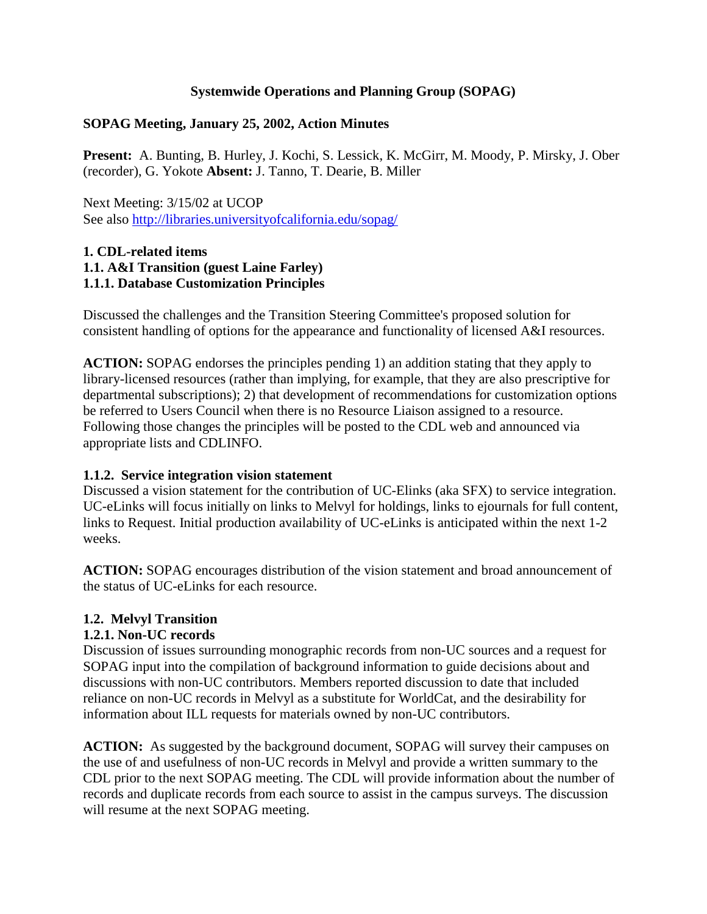# Systemwide Operations and Planning Group (SOPAG)

## SOPAG Meeting, January 25, 2002, Action Minutes

**Present:** A. Bunting, B. Hurley, J. Kochi, S. Lessick, K. McGirr, M. Moody, P. Mirsky, J. Ober (recorder), G. Yokote **Absent:** J. Tanno, T. Dearie, B. Miller

Next Meeting: 3/15/02 at UCOP
See also http://libraries.universityofcalifornia.edu/sopag/

### 1. CDL-related items

### 1.1. A&I Transition (guest Laine Farley)

### 1.1.1. Database Customization Principles

Discussed the challenges and the Transition Steering Committee's proposed solution for consistent handling of options for the appearance and functionality of licensed A&I resources.

**ACTION:** SOPAG endorses the principles pending 1) an addition stating that they apply to library-licensed resources (rather than implying, for example, that they are also prescriptive for departmental subscriptions); 2) that development of recommendations for customization options be referred to Users Council when there is no Resource Liaison assigned to a resource. Following those changes the principles will be posted to the CDL web and announced via appropriate lists and CDLINFO.

### 1.1.2. Service integration vision statement

Discussed a vision statement for the contribution of UC-Elinks (aka SFX) to service integration. UC-eLinks will focus initially on links to Melvyl for holdings, links to ejournals for full content, links to Request. Initial production availability of UC-eLinks is anticipated within the next 1-2 weeks.

**ACTION:** SOPAG encourages distribution of the vision statement and broad announcement of the status of UC-eLinks for each resource.

### 1.2. Melvyl Transition

### 1.2.1. Non-UC records

Discussion of issues surrounding monographic records from non-UC sources and a request for SOPAG input into the compilation of background information to guide decisions about and discussions with non-UC contributors. Members reported discussion to date that included reliance on non-UC records in Melvyl as a substitute for WorldCat, and the desirability for information about ILL requests for materials owned by non-UC contributors.

**ACTION:** As suggested by the background document, SOPAG will survey their campuses on the use of and usefulness of non-UC records in Melvyl and provide a written summary to the CDL prior to the next SOPAG meeting. The CDL will provide information about the number of records and duplicate records from each source to assist in the campus surveys. The discussion will resume at the next SOPAG meeting.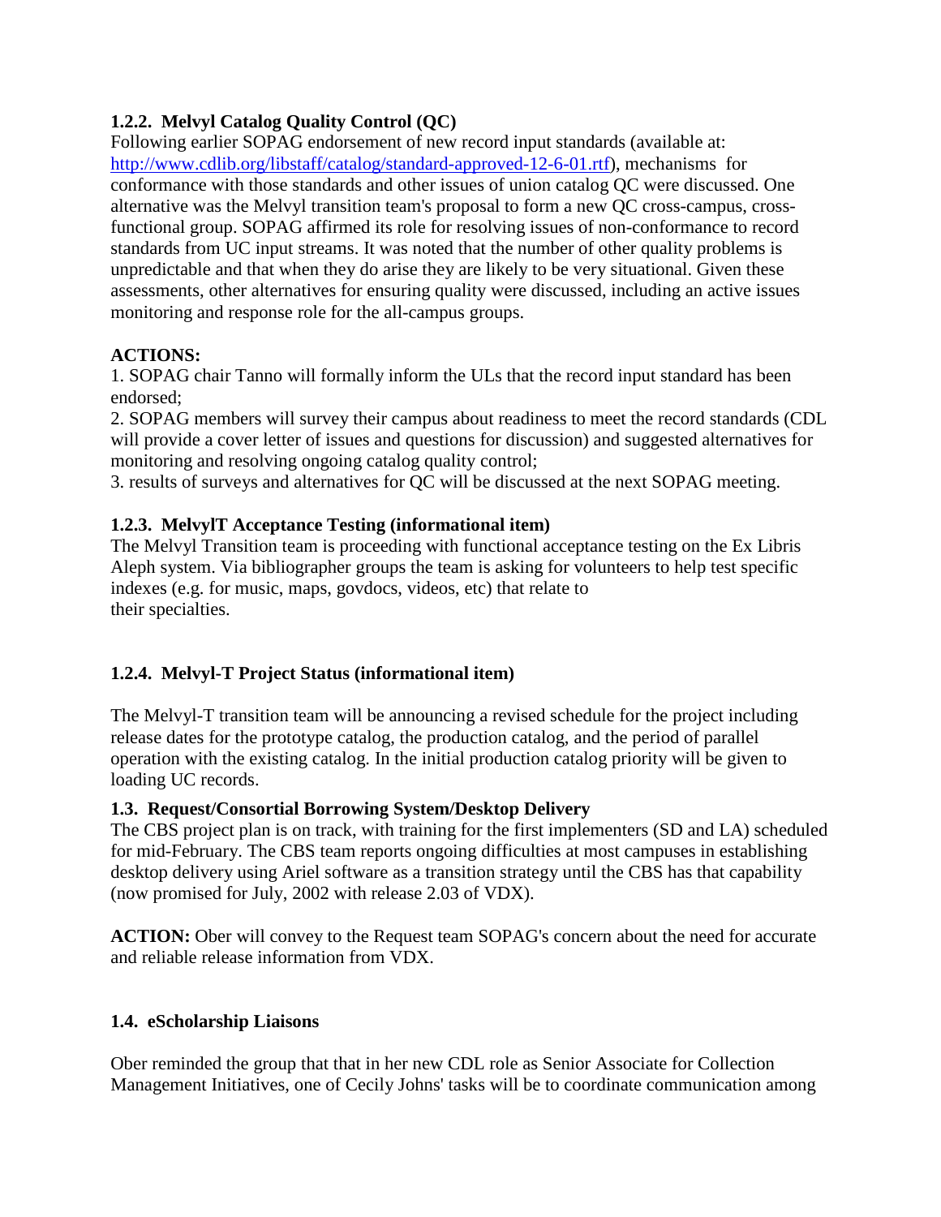### 1.2.2. Melvyl Catalog Quality Control (QC)

Following earlier SOPAG endorsement of new record input standards (available at: http://www.cdlib.org/libstaff/catalog/standard-approved-12-6-01.rtf), mechanisms for conformance with those standards and other issues of union catalog QC were discussed. One alternative was the Melvyl transition team's proposal to form a new QC cross-campus, cross-functional group. SOPAG affirmed its role for resolving issues of non-conformance to record standards from UC input streams. It was noted that the number of other quality problems is unpredictable and that when they do arise they are likely to be very situational. Given these assessments, other alternatives for ensuring quality were discussed, including an active issues monitoring and response role for the all-campus groups.

**ACTIONS:**

1. SOPAG chair Tanno will formally inform the ULs that the record input standard has been endorsed;
2. SOPAG members will survey their campus about readiness to meet the record standards (CDL will provide a cover letter of issues and questions for discussion) and suggested alternatives for monitoring and resolving ongoing catalog quality control;
3. results of surveys and alternatives for QC will be discussed at the next SOPAG meeting.

### 1.2.3. MelvylT Acceptance Testing (informational item)

The Melvyl Transition team is proceeding with functional acceptance testing on the Ex Libris Aleph system. Via bibliographer groups the team is asking for volunteers to help test specific indexes (e.g. for music, maps, govdocs, videos, etc) that relate to their specialties.

### 1.2.4. Melvyl-T Project Status (informational item)

The Melvyl-T transition team will be announcing a revised schedule for the project including release dates for the prototype catalog, the production catalog, and the period of parallel operation with the existing catalog. In the initial production catalog priority will be given to loading UC records.

### 1.3. Request/Consortial Borrowing System/Desktop Delivery

The CBS project plan is on track, with training for the first implementers (SD and LA) scheduled for mid-February. The CBS team reports ongoing difficulties at most campuses in establishing desktop delivery using Ariel software as a transition strategy until the CBS has that capability (now promised for July, 2002 with release 2.03 of VDX).

**ACTION:** Ober will convey to the Request team SOPAG's concern about the need for accurate and reliable release information from VDX.

### 1.4. eScholarship Liaisons

Ober reminded the group that that in her new CDL role as Senior Associate for Collection Management Initiatives, one of Cecily Johns' tasks will be to coordinate communication among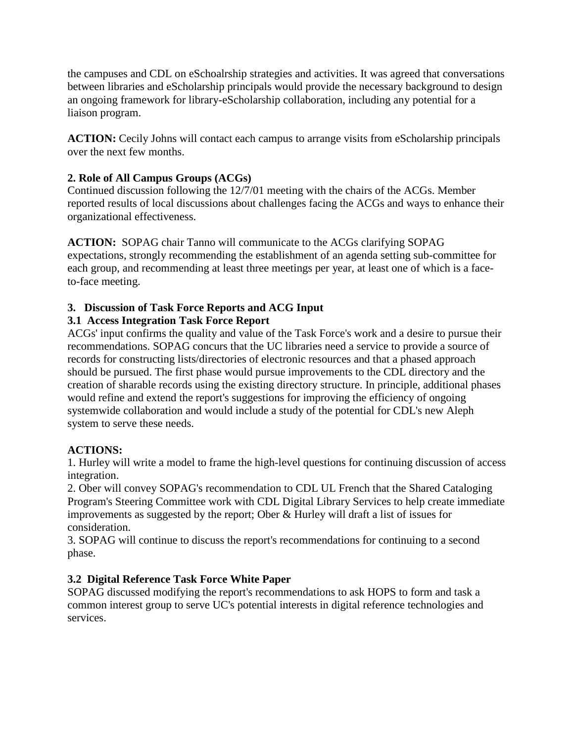the campuses and CDL on eSchoalrship strategies and activities. It was agreed that conversations between libraries and eScholarship principals would provide the necessary background to design an ongoing framework for library-eScholarship collaboration, including any potential for a liaison program.

**ACTION:** Cecily Johns will contact each campus to arrange visits from eScholarship principals over the next few months.

**2. Role of All Campus Groups (ACGs)**

Continued discussion following the 12/7/01 meeting with the chairs of the ACGs. Member reported results of local discussions about challenges facing the ACGs and ways to enhance their organizational effectiveness.

**ACTION:** SOPAG chair Tanno will communicate to the ACGs clarifying SOPAG expectations, strongly recommending the establishment of an agenda setting sub-committee for each group, and recommending at least three meetings per year, at least one of which is a face-to-face meeting.

**3. Discussion of Task Force Reports and ACG Input**

**3.1 Access Integration Task Force Report**

ACGs' input confirms the quality and value of the Task Force's work and a desire to pursue their recommendations. SOPAG concurs that the UC libraries need a service to provide a source of records for constructing lists/directories of electronic resources and that a phased approach should be pursued. The first phase would pursue improvements to the CDL directory and the creation of sharable records using the existing directory structure. In principle, additional phases would refine and extend the report's suggestions for improving the efficiency of ongoing systemwide collaboration and would include a study of the potential for CDL's new Aleph system to serve these needs.

**ACTIONS:**

1. Hurley will write a model to frame the high-level questions for continuing discussion of access integration.
2. Ober will convey SOPAG's recommendation to CDL UL French that the Shared Cataloging Program's Steering Committee work with CDL Digital Library Services to help create immediate improvements as suggested by the report; Ober & Hurley will draft a list of issues for consideration.
3. SOPAG will continue to discuss the report's recommendations for continuing to a second phase.

**3.2 Digital Reference Task Force White Paper**

SOPAG discussed modifying the report's recommendations to ask HOPS to form and task a common interest group to serve UC's potential interests in digital reference technologies and services.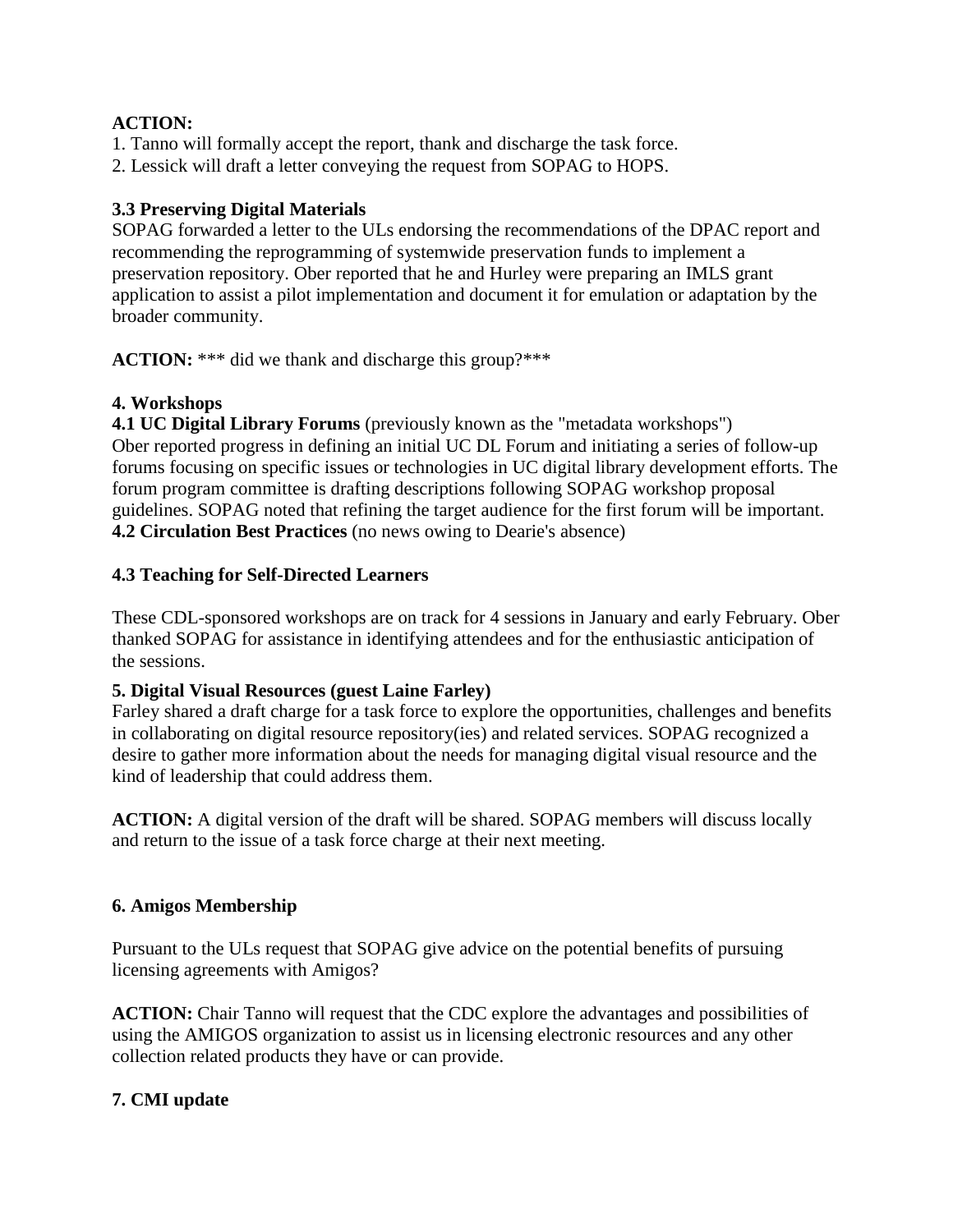**ACTION:**
1. Tanno will formally accept the report, thank and discharge the task force.
2. Lessick will draft a letter conveying the request from SOPAG to HOPS.

**3.3 Preserving Digital Materials**
SOPAG forwarded a letter to the ULs endorsing the recommendations of the DPAC report and recommending the reprogramming of systemwide preservation funds to implement a preservation repository. Ober reported that he and Hurley were preparing an IMLS grant application to assist a pilot implementation and document it for emulation or adaptation by the broader community.

**ACTION:** *** did we thank and discharge this group?***

**4. Workshops**
**4.1 UC Digital Library Forums** (previously known as the "metadata workshops")
Ober reported progress in defining an initial UC DL Forum and initiating a series of follow-up forums focusing on specific issues or technologies in UC digital library development efforts. The forum program committee is drafting descriptions following SOPAG workshop proposal guidelines. SOPAG noted that refining the target audience for the first forum will be important.
**4.2 Circulation Best Practices** (no news owing to Dearie's absence)

**4.3 Teaching for Self-Directed Learners**

These CDL-sponsored workshops are on track for 4 sessions in January and early February. Ober thanked SOPAG for assistance in identifying attendees and for the enthusiastic anticipation of the sessions.

**5. Digital Visual Resources (guest Laine Farley)**
Farley shared a draft charge for a task force to explore the opportunities, challenges and benefits in collaborating on digital resource repository(ies) and related services. SOPAG recognized a desire to gather more information about the needs for managing digital visual resource and the kind of leadership that could address them.

**ACTION:** A digital version of the draft will be shared. SOPAG members will discuss locally and return to the issue of a task force charge at their next meeting.

**6. Amigos Membership**

Pursuant to the ULs request that SOPAG give advice on the potential benefits of pursuing licensing agreements with Amigos?

**ACTION:** Chair Tanno will request that the CDC explore the advantages and possibilities of using the AMIGOS organization to assist us in licensing electronic resources and any other collection related products they have or can provide.

**7. CMI update**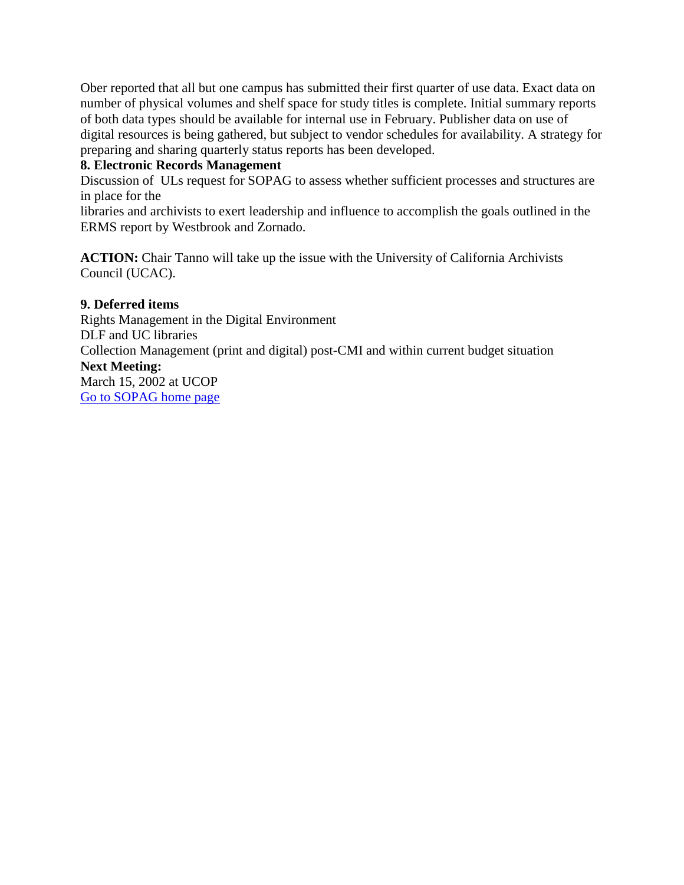Ober reported that all but one campus has submitted their first quarter of use data. Exact data on number of physical volumes and shelf space for study titles is complete. Initial summary reports of both data types should be available for internal use in February. Publisher data on use of digital resources is being gathered, but subject to vendor schedules for availability. A strategy for preparing and sharing quarterly status reports has been developed.

**8. Electronic Records Management**

Discussion of ULs request for SOPAG to assess whether sufficient processes and structures are in place for the libraries and archivists to exert leadership and influence to accomplish the goals outlined in the ERMS report by Westbrook and Zornado.

**ACTION:** Chair Tanno will take up the issue with the University of California Archivists Council (UCAC).

**9. Deferred items**

Rights Management in the Digital Environment
DLF and UC libraries
Collection Management (print and digital) post-CMI and within current budget situation

**Next Meeting:**

March 15, 2002 at UCOP

[Go to SOPAG home page]